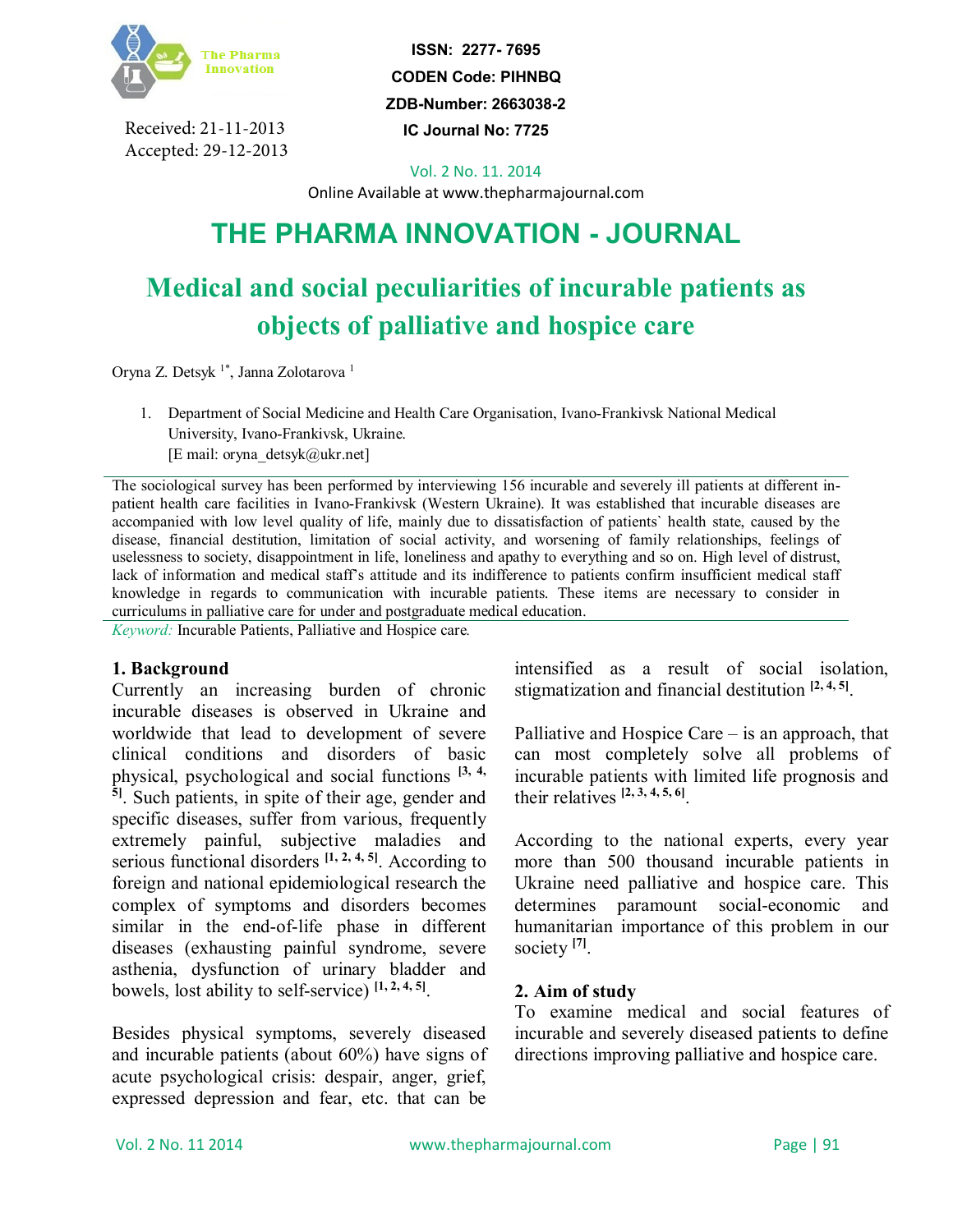Received: 21-11-2013
Accepted: 29-12-2013

ISSN: 2277- 7695
CODEN Code: PIHNBQ
ZDB-Number: 2663038-2
IC Journal No: 7725

Vol. 2 No. 11. 2014
Online Available at www.thepharmajournal.com

# THE PHARMA INNOVATION - JOURNAL

# Medical and social peculiarities of incurable patients as objects of palliative and hospice care

Oryna Z. Detsyk [1*], Janna Zolotarova [1]

1. Department of Social Medicine and Health Care Organisation, Ivano-Frankivsk National Medical University, Ivano-Frankivsk, Ukraine.
   [E mail: oryna_detsyk@ukr.net]

The sociological survey has been performed by interviewing 156 incurable and severely ill patients at different in-patient health care facilities in Ivano-Frankivsk (Western Ukraine). It was established that incurable diseases are accompanied with low level quality of life, mainly due to dissatisfaction of patients` health state, caused by the disease, financial destitution, limitation of social activity, and worsening of family relationships, feelings of uselessness to society, disappointment in life, loneliness and apathy to everything and so on. High level of distrust, lack of information and medical staff's attitude and its indifference to patients confirm insufficient medical staff knowledge in regards to communication with incurable patients. These items are necessary to consider in curriculums in palliative care for under and postgraduate medical education.

*Keyword:* Incurable Patients, Palliative and Hospice care.

## 1. Background

Currently an increasing burden of chronic incurable diseases is observed in Ukraine and worldwide that lead to development of severe clinical conditions and disorders of basic physical, psychological and social functions [3, 4, 5]. Such patients, in spite of their age, gender and specific diseases, suffer from various, frequently extremely painful, subjective maladies and serious functional disorders [1, 2, 4, 5]. According to foreign and national epidemiological research the complex of symptoms and disorders becomes similar in the end-of-life phase in different diseases (exhausting painful syndrome, severe asthenia, dysfunction of urinary bladder and bowels, lost ability to self-service) [1, 2, 4, 5].

Besides physical symptoms, severely diseased and incurable patients (about 60%) have signs of acute psychological crisis: despair, anger, grief, expressed depression and fear, etc. that can be intensified as a result of social isolation, stigmatization and financial destitution [2, 4, 5].

Palliative and Hospice Care – is an approach, that can most completely solve all problems of incurable patients with limited life prognosis and their relatives [2, 3, 4, 5, 6].

According to the national experts, every year more than 500 thousand incurable patients in Ukraine need palliative and hospice care. This determines paramount social-economic and humanitarian importance of this problem in our society [7].

## 2. Aim of study

To examine medical and social features of incurable and severely diseased patients to define directions improving palliative and hospice care.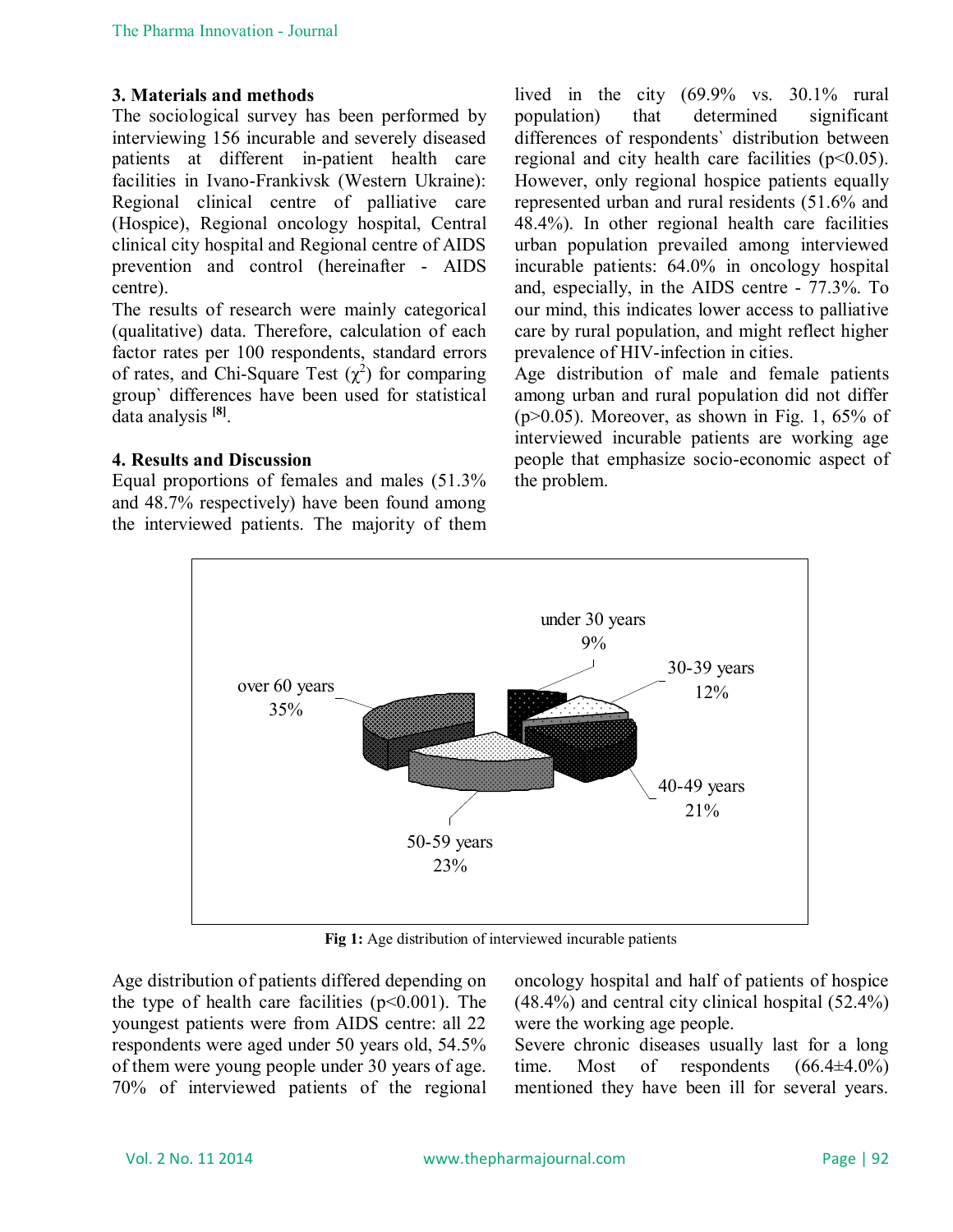## 3. Materials and methods

The sociological survey has been performed by interviewing 156 incurable and severely diseased patients at different in-patient health care facilities in Ivano-Frankivsk (Western Ukraine): Regional clinical centre of palliative care (Hospice), Regional oncology hospital, Central clinical city hospital and Regional centre of AIDS prevention and control (hereinafter - AIDS centre).

The results of research were mainly categorical (qualitative) data. Therefore, calculation of each factor rates per 100 respondents, standard errors of rates, and Chi-Square Test ($\chi^2$) for comparing group` differences have been used for statistical data analysis [8].

## 4. Results and Discussion

Equal proportions of females and males (51.3% and 48.7% respectively) have been found among the interviewed patients. The majority of them lived in the city (69.9% vs. 30.1% rural population) that determined significant differences of respondents` distribution between regional and city health care facilities ($p<0.05$). However, only regional hospice patients equally represented urban and rural residents (51.6% and 48.4%). In other regional health care facilities urban population prevailed among interviewed incurable patients: 64.0% in oncology hospital and, especially, in the AIDS centre - 77.3%. To our mind, this indicates lower access to palliative care by rural population, and might reflect higher prevalence of HIV-infection in cities.

Age distribution of male and female patients among urban and rural population did not differ ($p>0.05$). Moreover, as shown in Fig. 1, 65% of interviewed incurable patients are working age people that emphasize socio-economic aspect of the problem.

under 30 years 9%; 30-39 years 12%; 40-49 years 21%; 50-59 years 23%; over 60 years 35%

**Fig 1:** Age distribution of interviewed incurable patients

Age distribution of patients differed depending on the type of health care facilities ($p<0.001$). The youngest patients were from AIDS centre: all 22 respondents were aged under 50 years old, 54.5% of them were young people under 30 years of age. 70% of interviewed patients of the regional oncology hospital and half of patients of hospice (48.4%) and central city clinical hospital (52.4%) were the working age people.

Severe chronic diseases usually last for a long time. Most of respondents (66.4±4.0%) mentioned they have been ill for several years.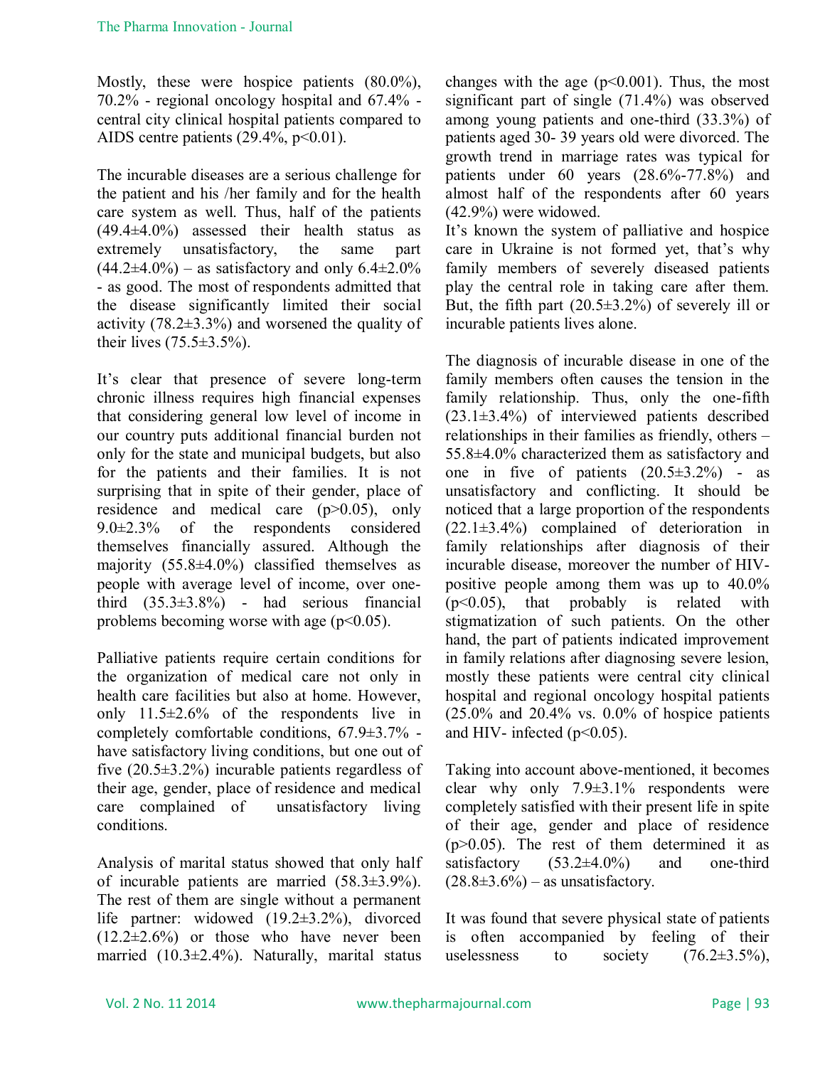Mostly, these were hospice patients (80.0%), 70.2% - regional oncology hospital and 67.4% - central city clinical hospital patients compared to AIDS centre patients (29.4%, $p<0.01$).

The incurable diseases are a serious challenge for the patient and his /her family and for the health care system as well. Thus, half of the patients (49.4±4.0%) assessed their health status as extremely unsatisfactory, the same part (44.2±4.0%) – as satisfactory and only 6.4±2.0% - as good. The most of respondents admitted that the disease significantly limited their social activity (78.2±3.3%) and worsened the quality of their lives (75.5±3.5%).

It's clear that presence of severe long-term chronic illness requires high financial expenses that considering general low level of income in our country puts additional financial burden not only for the state and municipal budgets, but also for the patients and their families. It is not surprising that in spite of their gender, place of residence and medical care ($p>0.05$), only 9.0±2.3% of the respondents considered themselves financially assured. Although the majority (55.8±4.0%) classified themselves as people with average level of income, over one-third (35.3±3.8%) - had serious financial problems becoming worse with age ($p<0.05$).

Palliative patients require certain conditions for the organization of medical care not only in health care facilities but also at home. However, only 11.5±2.6% of the respondents live in completely comfortable conditions, 67.9±3.7% - have satisfactory living conditions, but one out of five (20.5±3.2%) incurable patients regardless of their age, gender, place of residence and medical care complained of unsatisfactory living conditions.

Analysis of marital status showed that only half of incurable patients are married (58.3±3.9%). The rest of them are single without a permanent life partner: widowed (19.2±3.2%), divorced (12.2±2.6%) or those who have never been married (10.3±2.4%). Naturally, marital status changes with the age ($p<0.001$). Thus, the most significant part of single (71.4%) was observed among young patients and one-third (33.3%) of patients aged 30- 39 years old were divorced. The growth trend in marriage rates was typical for patients under 60 years (28.6%-77.8%) and almost half of the respondents after 60 years (42.9%) were widowed.

It's known the system of palliative and hospice care in Ukraine is not formed yet, that's why family members of severely diseased patients play the central role in taking care after them. But, the fifth part (20.5±3.2%) of severely ill or incurable patients lives alone.

The diagnosis of incurable disease in one of the family members often causes the tension in the family relationship. Thus, only the one-fifth (23.1±3.4%) of interviewed patients described relationships in their families as friendly, others – 55.8±4.0% characterized them as satisfactory and one in five of patients (20.5±3.2%) - as unsatisfactory and conflicting. It should be noticed that a large proportion of the respondents (22.1±3.4%) complained of deterioration in family relationships after diagnosis of their incurable disease, moreover the number of HIV-positive people among them was up to 40.0% ($p<0.05$), that probably is related with stigmatization of such patients. On the other hand, the part of patients indicated improvement in family relations after diagnosing severe lesion, mostly these patients were central city clinical hospital and regional oncology hospital patients (25.0% and 20.4% vs. 0.0% of hospice patients and HIV- infected ($p<0.05$).

Taking into account above-mentioned, it becomes clear why only 7.9±3.1% respondents were completely satisfied with their present life in spite of their age, gender and place of residence ($p>0.05$). The rest of them determined it as satisfactory (53.2±4.0%) and one-third (28.8±3.6%) – as unsatisfactory.

It was found that severe physical state of patients is often accompanied by feeling of their uselessness to society (76.2±3.5%),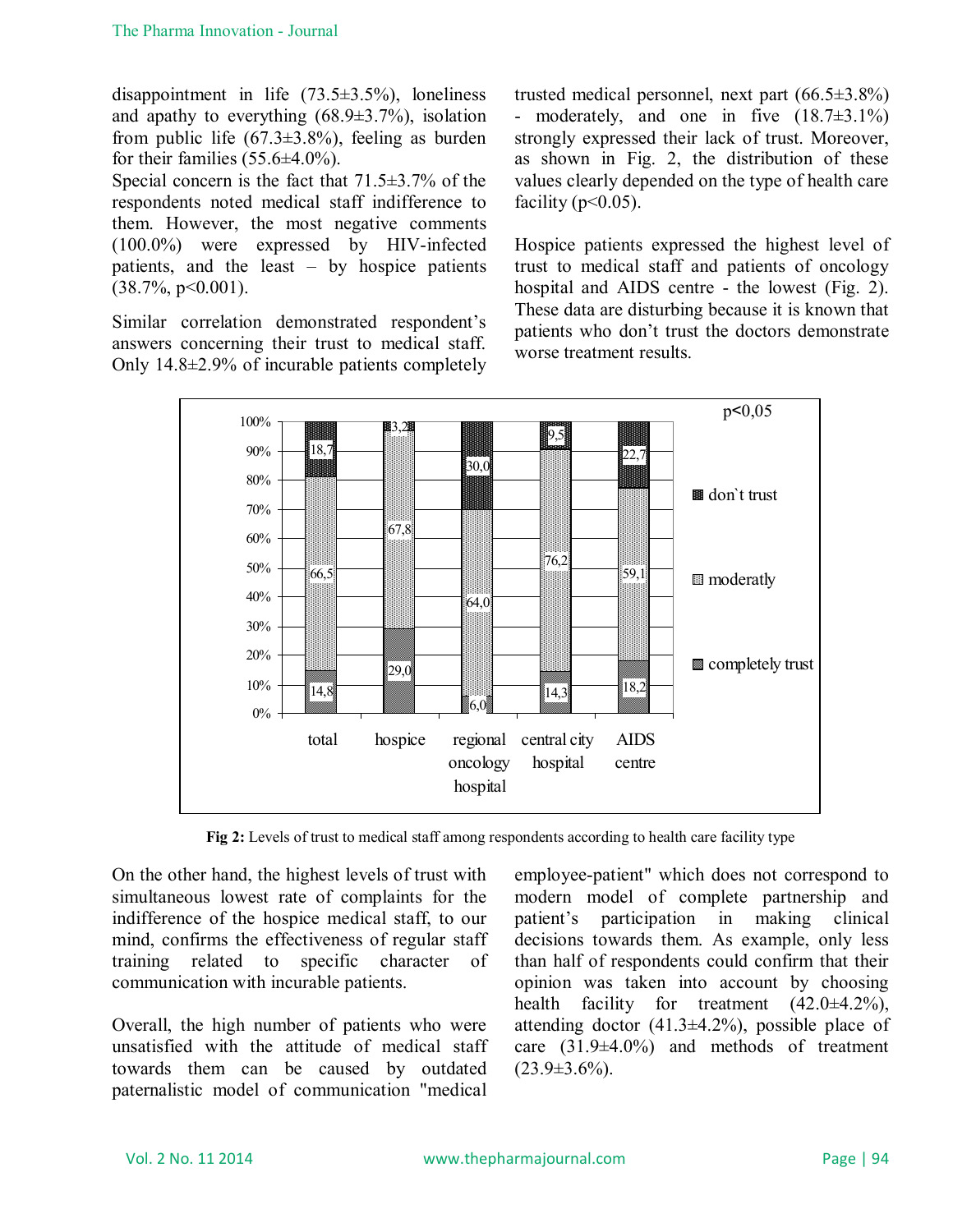disappointment in life (73.5±3.5%), loneliness and apathy to everything (68.9±3.7%), isolation from public life (67.3±3.8%), feeling as burden for their families (55.6±4.0%).

Special concern is the fact that 71.5±3.7% of the respondents noted medical staff indifference to them. However, the most negative comments (100.0%) were expressed by HIV-infected patients, and the least – by hospice patients (38.7%, $p<0.001$).

Similar correlation demonstrated respondent's answers concerning their trust to medical staff. Only 14.8±2.9% of incurable patients completely trusted medical personnel, next part (66.5±3.8%) - moderately, and one in five (18.7±3.1%) strongly expressed their lack of trust. Moreover, as shown in Fig. 2, the distribution of these values clearly depended on the type of health care facility ($p<0.05$).

Hospice patients expressed the highest level of trust to medical staff and patients of oncology hospital and AIDS centre - the lowest (Fig. 2). These data are disturbing because it is known that patients who don't trust the doctors demonstrate worse treatment results.

| | total | hospice | regional oncology hospital | central city hospital | AIDS centre |
|---|---|---|---|---|---|
| don`t trust | 18,7 | 3,2 | 30,0 | 9,5 | 22,7 |
| moderatly | 66,5 | 67,8 | 64,0 | 76,2 | 59,1 |
| completely trust | 14,8 | 29,0 | 6,0 | 14,3 | 18,2 |

p<0,05

**Fig 2:** Levels of trust to medical staff among respondents according to health care facility type

On the other hand, the highest levels of trust with simultaneous lowest rate of complaints for the indifference of the hospice medical staff, to our mind, confirms the effectiveness of regular staff training related to specific character of communication with incurable patients.

Overall, the high number of patients who were unsatisfied with the attitude of medical staff towards them can be caused by outdated paternalistic model of communication "medical employee-patient" which does not correspond to modern model of complete partnership and patient's participation in making clinical decisions towards them. As example, only less than half of respondents could confirm that their opinion was taken into account by choosing health facility for treatment (42.0±4.2%), attending doctor (41.3±4.2%), possible place of care (31.9±4.0%) and methods of treatment (23.9±3.6%).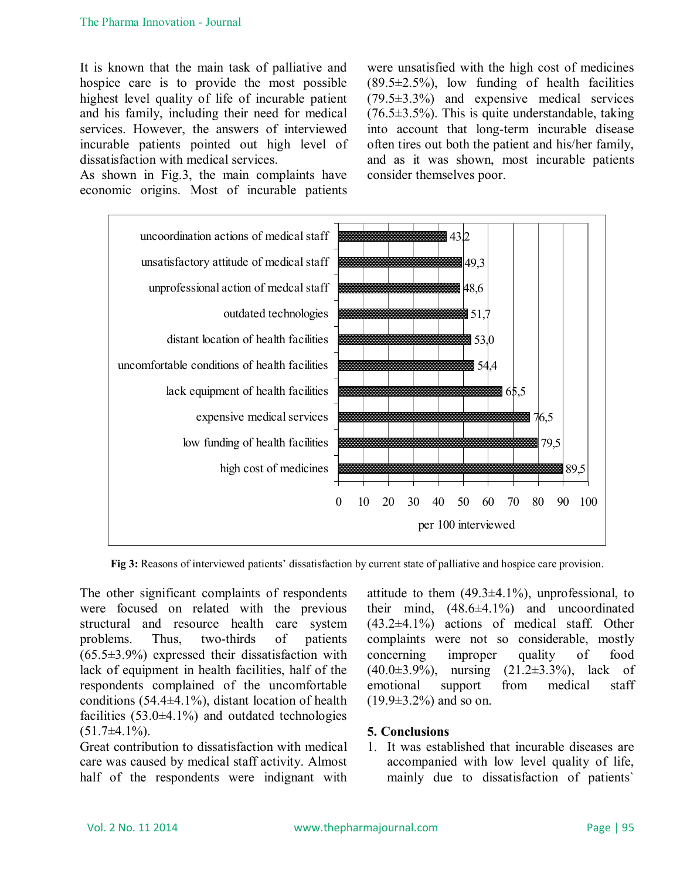It is known that the main task of palliative and hospice care is to provide the most possible highest level quality of life of incurable patient and his family, including their need for medical services. However, the answers of interviewed incurable patients pointed out high level of dissatisfaction with medical services.

As shown in Fig.3, the main complaints have economic origins. Most of incurable patients were unsatisfied with the high cost of medicines (89.5±2.5%), low funding of health facilities (79.5±3.3%) and expensive medical services (76.5±3.5%). This is quite understandable, taking into account that long-term incurable disease often tires out both the patient and his/her family, and as it was shown, most incurable patients consider themselves poor.

**Fig 3:** Reasons of interviewed patients' dissatisfaction by current state of palliative and hospice care provision.

The other significant complaints of respondents were focused on related with the previous structural and resource health care system problems. Thus, two-thirds of patients (65.5±3.9%) expressed their dissatisfaction with lack of equipment in health facilities, half of the respondents complained of the uncomfortable conditions (54.4±4.1%), distant location of health facilities (53.0±4.1%) and outdated technologies (51.7±4.1%).

Great contribution to dissatisfaction with medical care was caused by medical staff activity. Almost half of the respondents were indignant with attitude to them (49.3±4.1%), unprofessional, to their mind, (48.6±4.1%) and uncoordinated (43.2±4.1%) actions of medical staff. Other complaints were not so considerable, mostly concerning improper quality of food (40.0±3.9%), nursing (21.2±3.3%), lack of emotional support from medical staff (19.9±3.2%) and so on.

## 5. Conclusions

1. It was established that incurable diseases are accompanied with low level quality of life, mainly due to dissatisfaction of patients`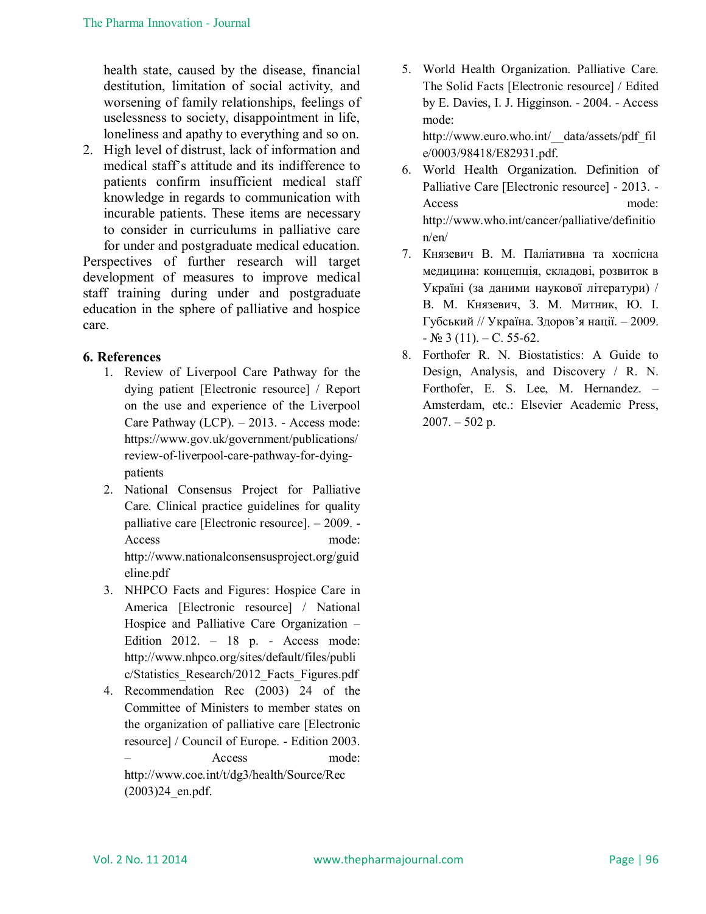health state, caused by the disease, financial destitution, limitation of social activity, and worsening of family relationships, feelings of uselessness to society, disappointment in life, loneliness and apathy to everything and so on.

2. High level of distrust, lack of information and medical staff's attitude and its indifference to patients confirm insufficient medical staff knowledge in regards to communication with incurable patients. These items are necessary to consider in curriculums in palliative care for under and postgraduate medical education.

Perspectives of further research will target development of measures to improve medical staff training during under and postgraduate education in the sphere of palliative and hospice care.

## 6. References

1. Review of Liverpool Care Pathway for the dying patient [Electronic resource] / Report on the use and experience of the Liverpool Care Pathway (LCP). – 2013. - Access mode: https://www.gov.uk/government/publications/review-of-liverpool-care-pathway-for-dying-patients
2. National Consensus Project for Palliative Care. Clinical practice guidelines for quality palliative care [Electronic resource]. – 2009. - Access mode: http://www.nationalconsensusproject.org/guideline.pdf
3. NHPCO Facts and Figures: Hospice Care in America [Electronic resource] / National Hospice and Palliative Care Organization – Edition 2012. – 18 p. - Access mode: http://www.nhpco.org/sites/default/files/public/Statistics_Research/2012_Facts_Figures.pdf
4. Recommendation Rec (2003) 24 of the Committee of Ministers to member states on the organization of palliative care [Electronic resource] / Council of Europe. - Edition 2003. – Access mode: http://www.coe.int/t/dg3/health/Source/Rec(2003)24_en.pdf.
5. World Health Organization. Palliative Care. The Solid Facts [Electronic resource] / Edited by E. Davies, I. J. Higginson. - 2004. - Access mode: http://www.euro.who.int/__data/assets/pdf_file/0003/98418/E82931.pdf.
6. World Health Organization. Definition of Palliative Care [Electronic resource] - 2013. - Access mode: http://www.who.int/cancer/palliative/definition/en/
7. Князевич В. М. Паліативна та хоспісна медицина: концепція, складові, розвиток в Україні (за даними наукової літератури) / В. М. Князевич, З. М. Митник, Ю. І. Губський // Україна. Здоров'я нації. – 2009. - № 3 (11). – С. 55-62.
8. Forthofer R. N. Biostatistics: A Guide to Design, Analysis, and Discovery / R. N. Forthofer, E. S. Lee, M. Hernandez. – Amsterdam, etc.: Elsevier Academic Press, 2007. – 502 p.